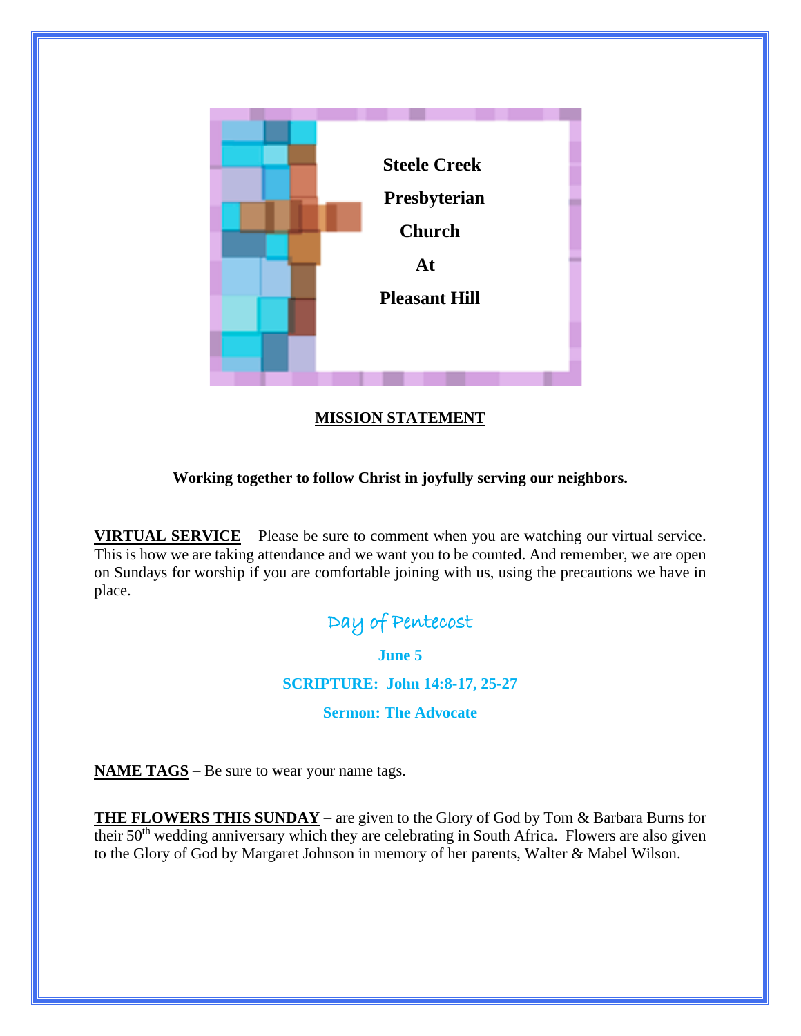# Steele Creek Presbyterian Church At Pleasant Hill

**MISSION STATEMENT**

**Working together to follow Christ in joyfully serving our neighbors.**

**VIRTUAL SERVICE** – Please be sure to comment when you are watching our virtual service. This is how we are taking attendance and we want you to be counted. And remember, we are open on Sundays for worship if you are comfortable joining with us, using the precautions we have in place.

## Day of Pentecost

**June 5**

**SCRIPTURE: John 14:8-17, 25-27**

**Sermon: The Advocate**

**NAME TAGS** – Be sure to wear your name tags.

**THE FLOWERS THIS SUNDAY** – are given to the Glory of God by Tom & Barbara Burns for their 50th wedding anniversary which they are celebrating in South Africa. Flowers are also given to the Glory of God by Margaret Johnson in memory of her parents, Walter & Mabel Wilson.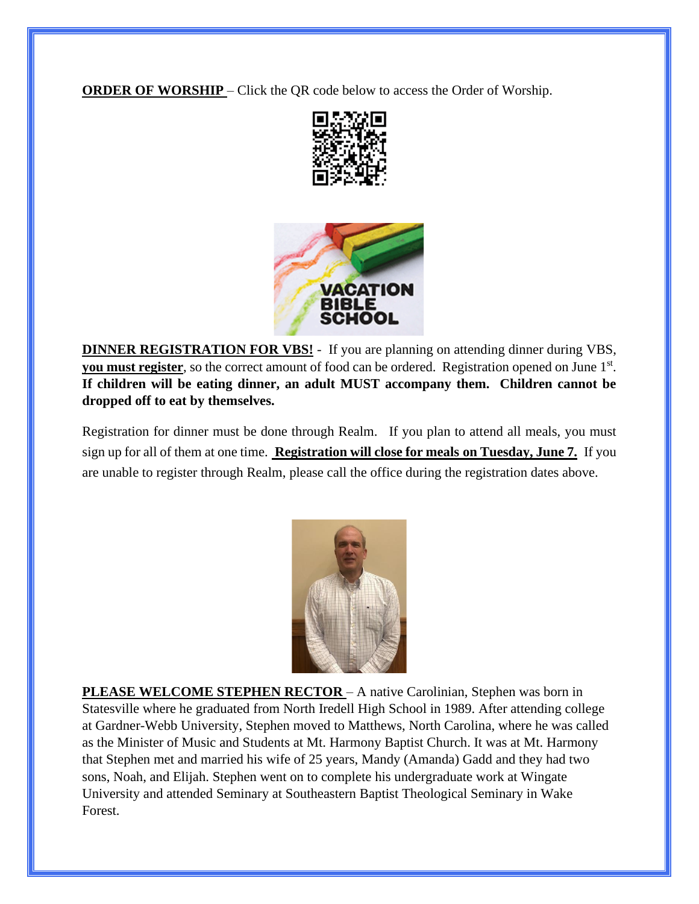**ORDER OF WORSHIP** – Click the QR code below to access the Order of Worship.

**DINNER REGISTRATION FOR VBS!** - If you are planning on attending dinner during VBS, **you must register**, so the correct amount of food can be ordered. Registration opened on June 1st. **If children will be eating dinner, an adult MUST accompany them. Children cannot be dropped off to eat by themselves.**

Registration for dinner must be done through Realm. If you plan to attend all meals, you must sign up for all of them at one time. **Registration will close for meals on Tuesday, June 7.** If you are unable to register through Realm, please call the office during the registration dates above.

**PLEASE WELCOME STEPHEN RECTOR** – A native Carolinian, Stephen was born in Statesville where he graduated from North Iredell High School in 1989. After attending college at Gardner-Webb University, Stephen moved to Matthews, North Carolina, where he was called as the Minister of Music and Students at Mt. Harmony Baptist Church. It was at Mt. Harmony that Stephen met and married his wife of 25 years, Mandy (Amanda) Gadd and they had two sons, Noah, and Elijah. Stephen went on to complete his undergraduate work at Wingate University and attended Seminary at Southeastern Baptist Theological Seminary in Wake Forest.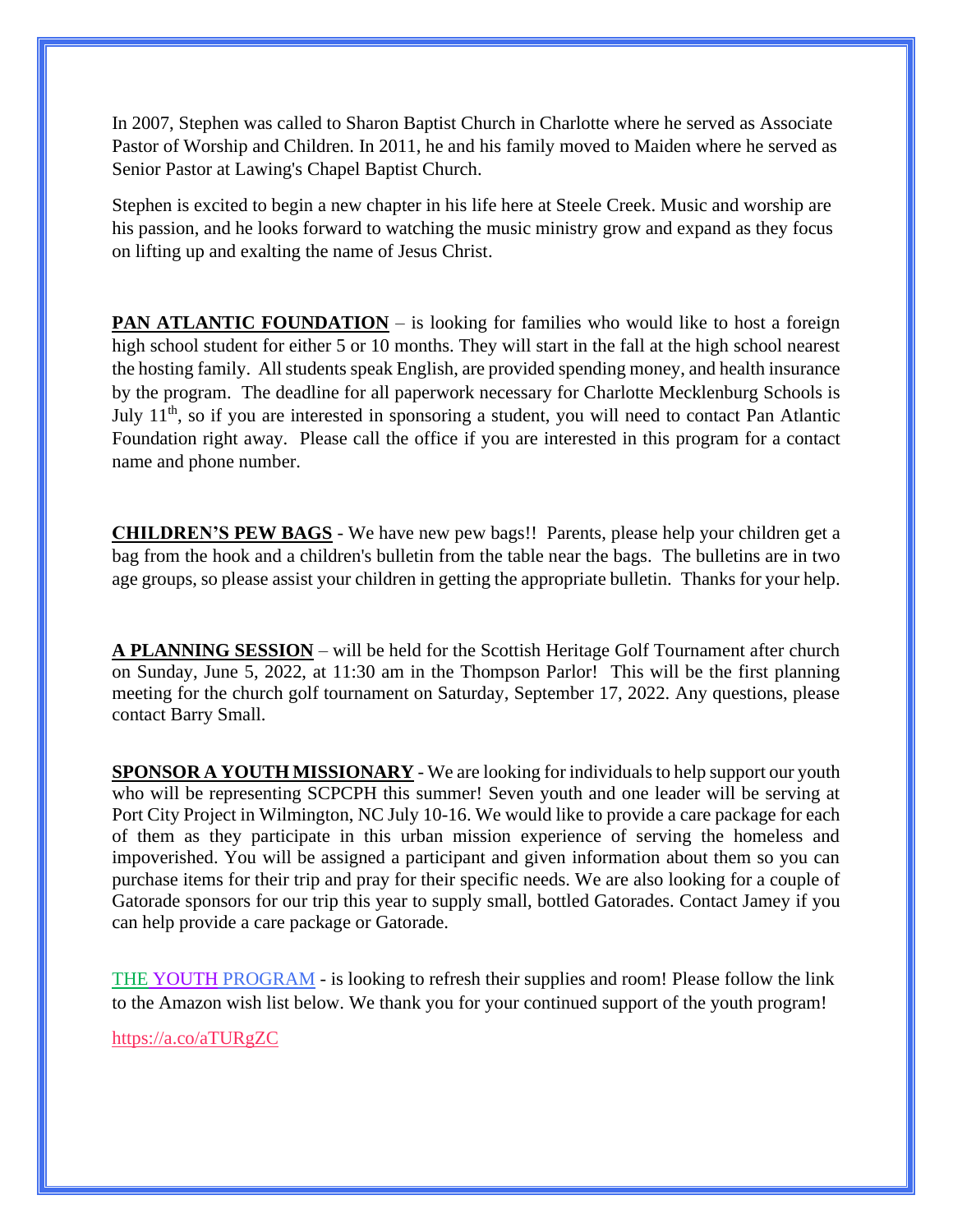In 2007, Stephen was called to Sharon Baptist Church in Charlotte where he served as Associate Pastor of Worship and Children. In 2011, he and his family moved to Maiden where he served as Senior Pastor at Lawing's Chapel Baptist Church.

Stephen is excited to begin a new chapter in his life here at Steele Creek. Music and worship are his passion, and he looks forward to watching the music ministry grow and expand as they focus on lifting up and exalting the name of Jesus Christ.

**PAN ATLANTIC FOUNDATION** – is looking for families who would like to host a foreign high school student for either 5 or 10 months. They will start in the fall at the high school nearest the hosting family. All students speak English, are provided spending money, and health insurance by the program. The deadline for all paperwork necessary for Charlotte Mecklenburg Schools is July 11th, so if you are interested in sponsoring a student, you will need to contact Pan Atlantic Foundation right away. Please call the office if you are interested in this program for a contact name and phone number.

**CHILDREN'S PEW BAGS** - We have new pew bags!! Parents, please help your children get a bag from the hook and a children's bulletin from the table near the bags. The bulletins are in two age groups, so please assist your children in getting the appropriate bulletin. Thanks for your help.

**A PLANNING SESSION** – will be held for the Scottish Heritage Golf Tournament after church on Sunday, June 5, 2022, at 11:30 am in the Thompson Parlor! This will be the first planning meeting for the church golf tournament on Saturday, September 17, 2022. Any questions, please contact Barry Small.

**SPONSOR A YOUTH MISSIONARY** - We are looking for individuals to help support our youth who will be representing SCPCPH this summer! Seven youth and one leader will be serving at Port City Project in Wilmington, NC July 10-16. We would like to provide a care package for each of them as they participate in this urban mission experience of serving the homeless and impoverished. You will be assigned a participant and given information about them so you can purchase items for their trip and pray for their specific needs. We are also looking for a couple of Gatorade sponsors for our trip this year to supply small, bottled Gatorades. Contact Jamey if you can help provide a care package or Gatorade.

THE YOUTH PROGRAM - is looking to refresh their supplies and room! Please follow the link to the Amazon wish list below. We thank you for your continued support of the youth program!

https://a.co/aTURgZC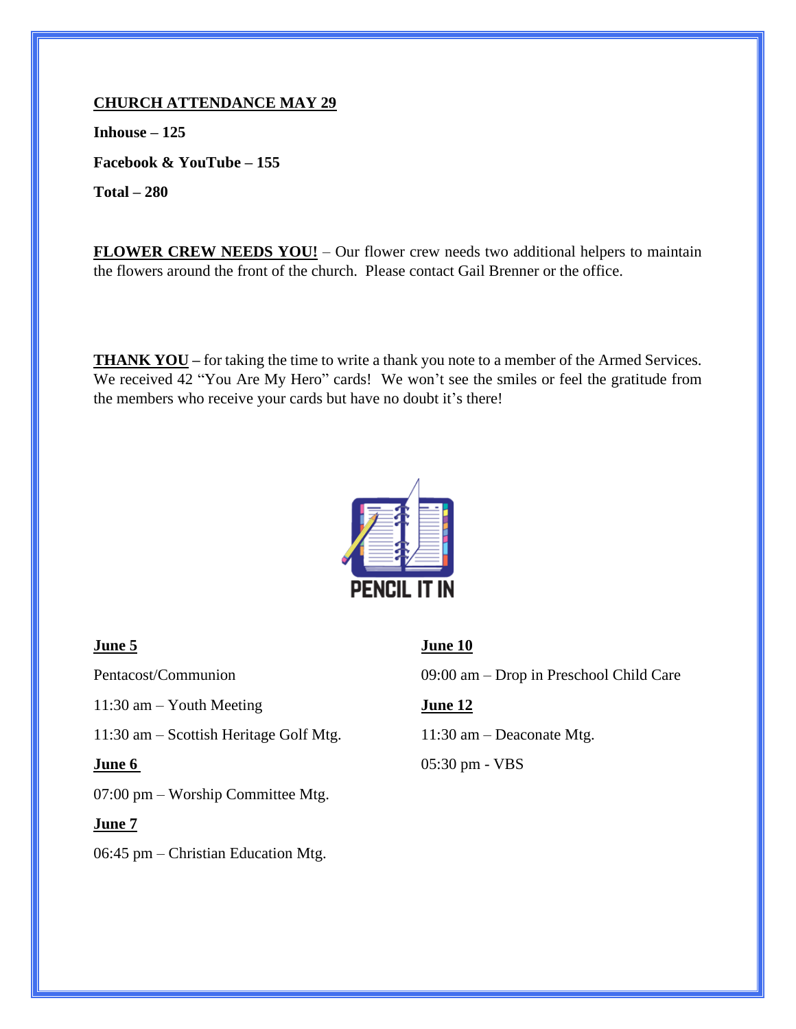**CHURCH ATTENDANCE MAY 29**

**Inhouse – 125**

**Facebook & YouTube – 155**

**Total – 280**

**FLOWER CREW NEEDS YOU!** – Our flower crew needs two additional helpers to maintain the flowers around the front of the church. Please contact Gail Brenner or the office.

**THANK YOU** – for taking the time to write a thank you note to a member of the Armed Services. We received 42 "You Are My Hero" cards! We won't see the smiles or feel the gratitude from the members who receive your cards but have no doubt it's there!

PENCIL IT IN

**June 5**

Pentacost/Communion

11:30 am – Youth Meeting

11:30 am – Scottish Heritage Golf Mtg.

**June 6**

07:00 pm – Worship Committee Mtg.

**June 7**

06:45 pm – Christian Education Mtg.

**June 10**

09:00 am – Drop in Preschool Child Care

**June 12**

11:30 am – Deaconate Mtg.

05:30 pm - VBS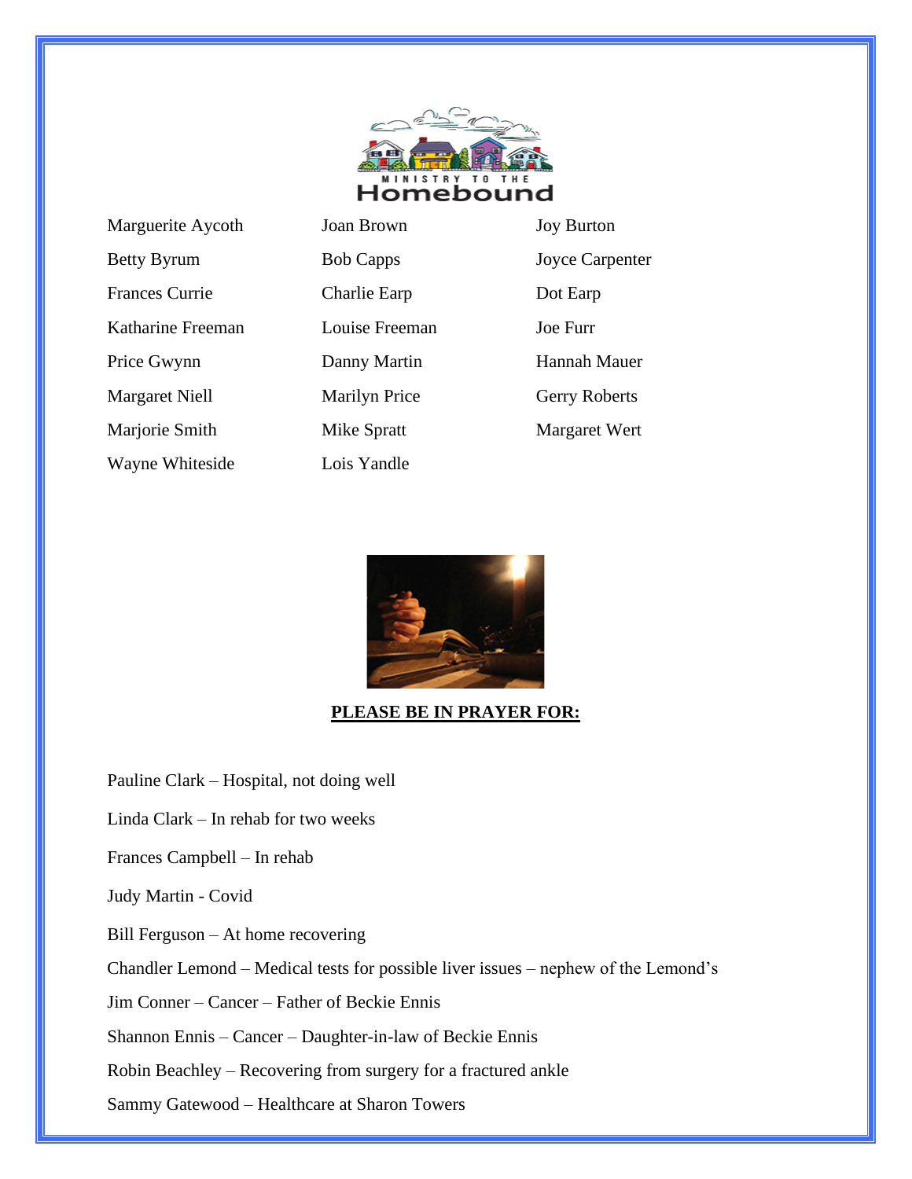## MINISTRY TO THE Homebound

| | | |
|---|---|---|
| Marguerite Aycoth | Joan Brown | Joy Burton |
| Betty Byrum | Bob Capps | Joyce Carpenter |
| Frances Currie | Charlie Earp | Dot Earp |
| Katharine Freeman | Louise Freeman | Joe Furr |
| Price Gwynn | Danny Martin | Hannah Mauer |
| Margaret Niell | Marilyn Price | Gerry Roberts |
| Marjorie Smith | Mike Spratt | Margaret Wert |
| Wayne Whiteside | Lois Yandle | |

**PLEASE BE IN PRAYER FOR:**

Pauline Clark – Hospital, not doing well

Linda Clark – In rehab for two weeks

Frances Campbell – In rehab

Judy Martin - Covid

Bill Ferguson – At home recovering

Chandler Lemond – Medical tests for possible liver issues – nephew of the Lemond's

Jim Conner – Cancer – Father of Beckie Ennis

Shannon Ennis – Cancer – Daughter-in-law of Beckie Ennis

Robin Beachley – Recovering from surgery for a fractured ankle

Sammy Gatewood – Healthcare at Sharon Towers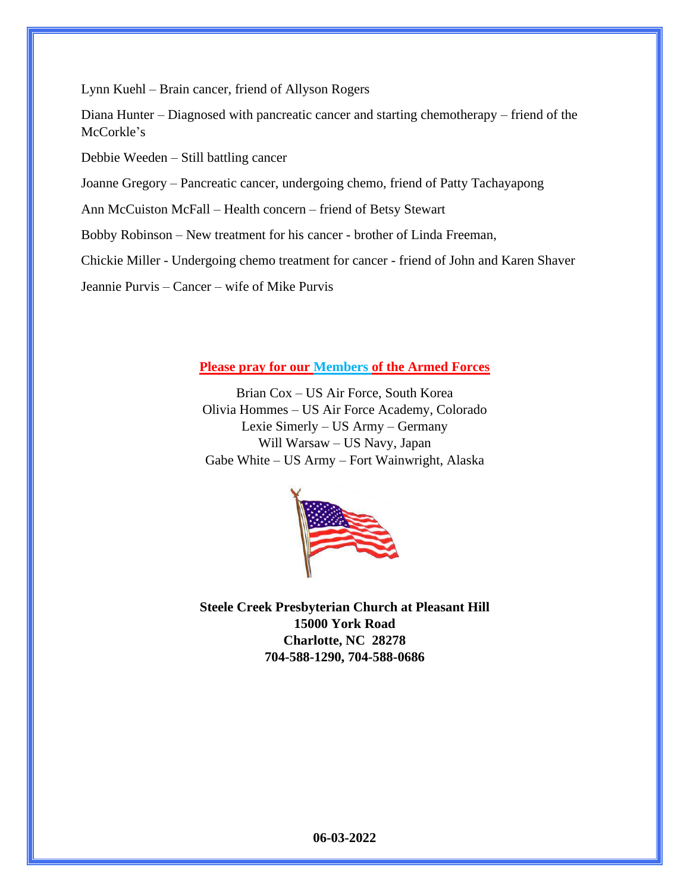Lynn Kuehl – Brain cancer, friend of Allyson Rogers

Diana Hunter – Diagnosed with pancreatic cancer and starting chemotherapy – friend of the McCorkle's

Debbie Weeden – Still battling cancer

Joanne Gregory – Pancreatic cancer, undergoing chemo, friend of Patty Tachayapong

Ann McCuiston McFall – Health concern – friend of Betsy Stewart

Bobby Robinson – New treatment for his cancer - brother of Linda Freeman,

Chickie Miller - Undergoing chemo treatment for cancer - friend of John and Karen Shaver

Jeannie Purvis – Cancer – wife of Mike Purvis

**Please pray for our Members of the Armed Forces**

Brian Cox – US Air Force, South Korea
Olivia Hommes – US Air Force Academy, Colorado
Lexie Simerly – US Army – Germany
Will Warsaw – US Navy, Japan
Gabe White – US Army – Fort Wainwright, Alaska

**Steele Creek Presbyterian Church at Pleasant Hill**
**15000 York Road**
**Charlotte, NC 28278**
**704-588-1290, 704-588-0686**

**06-03-2022**